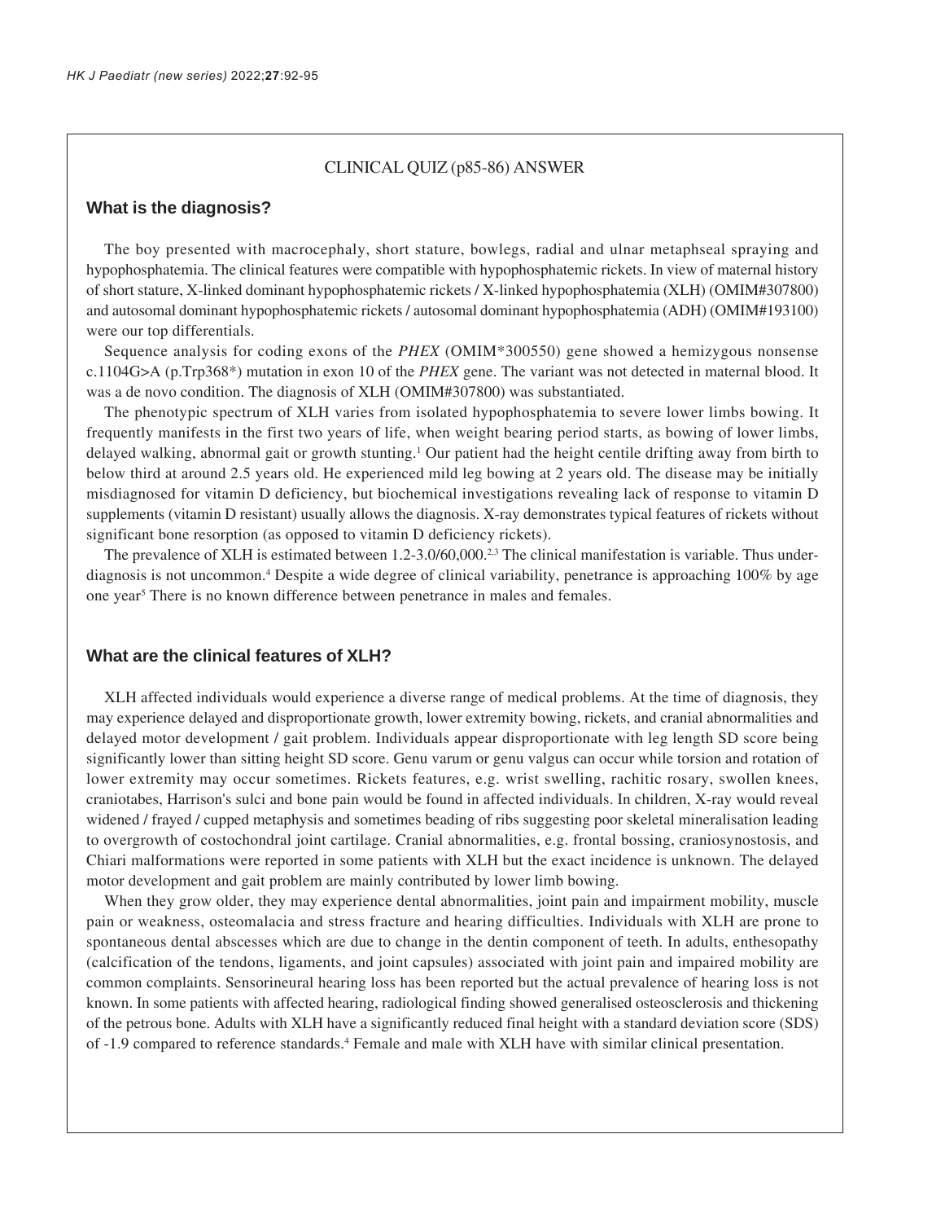CLINICAL QUIZ (p85-86) ANSWER

## What is the diagnosis?

The boy presented with macrocephaly, short stature, bowlegs, radial and ulnar metaphseal spraying and hypophosphatemia. The clinical features were compatible with hypophosphatemic rickets. In view of maternal history of short stature, X-linked dominant hypophosphatemic rickets / X-linked hypophosphatemia (XLH) (OMIM#307800) and autosomal dominant hypophosphatemic rickets / autosomal dominant hypophosphatemia (ADH) (OMIM#193100) were our top differentials.

Sequence analysis for coding exons of the *PHEX* (OMIM*300550) gene showed a hemizygous nonsense c.1104G>A (p.Trp368*) mutation in exon 10 of the *PHEX* gene. The variant was not detected in maternal blood. It was a de novo condition. The diagnosis of XLH (OMIM#307800) was substantiated.

The phenotypic spectrum of XLH varies from isolated hypophosphatemia to severe lower limbs bowing. It frequently manifests in the first two years of life, when weight bearing period starts, as bowing of lower limbs, delayed walking, abnormal gait or growth stunting.[1] Our patient had the height centile drifting away from birth to below third at around 2.5 years old. He experienced mild leg bowing at 2 years old. The disease may be initially misdiagnosed for vitamin D deficiency, but biochemical investigations revealing lack of response to vitamin D supplements (vitamin D resistant) usually allows the diagnosis. X-ray demonstrates typical features of rickets without significant bone resorption (as opposed to vitamin D deficiency rickets).

The prevalence of XLH is estimated between 1.2-3.0/60,000.[2,3] The clinical manifestation is variable. Thus under-diagnosis is not uncommon.[4] Despite a wide degree of clinical variability, penetrance is approaching 100% by age one year[5] There is no known difference between penetrance in males and females.

## What are the clinical features of XLH?

XLH affected individuals would experience a diverse range of medical problems. At the time of diagnosis, they may experience delayed and disproportionate growth, lower extremity bowing, rickets, and cranial abnormalities and delayed motor development / gait problem. Individuals appear disproportionate with leg length SD score being significantly lower than sitting height SD score. Genu varum or genu valgus can occur while torsion and rotation of lower extremity may occur sometimes. Rickets features, e.g. wrist swelling, rachitic rosary, swollen knees, craniotabes, Harrison's sulci and bone pain would be found in affected individuals. In children, X-ray would reveal widened / frayed / cupped metaphysis and sometimes beading of ribs suggesting poor skeletal mineralisation leading to overgrowth of costochondral joint cartilage. Cranial abnormalities, e.g. frontal bossing, craniosynostosis, and Chiari malformations were reported in some patients with XLH but the exact incidence is unknown. The delayed motor development and gait problem are mainly contributed by lower limb bowing.

When they grow older, they may experience dental abnormalities, joint pain and impairment mobility, muscle pain or weakness, osteomalacia and stress fracture and hearing difficulties. Individuals with XLH are prone to spontaneous dental abscesses which are due to change in the dentin component of teeth. In adults, enthesopathy (calcification of the tendons, ligaments, and joint capsules) associated with joint pain and impaired mobility are common complaints. Sensorineural hearing loss has been reported but the actual prevalence of hearing loss is not known. In some patients with affected hearing, radiological finding showed generalised osteosclerosis and thickening of the petrous bone. Adults with XLH have a significantly reduced final height with a standard deviation score (SDS) of -1.9 compared to reference standards.[4] Female and male with XLH have with similar clinical presentation.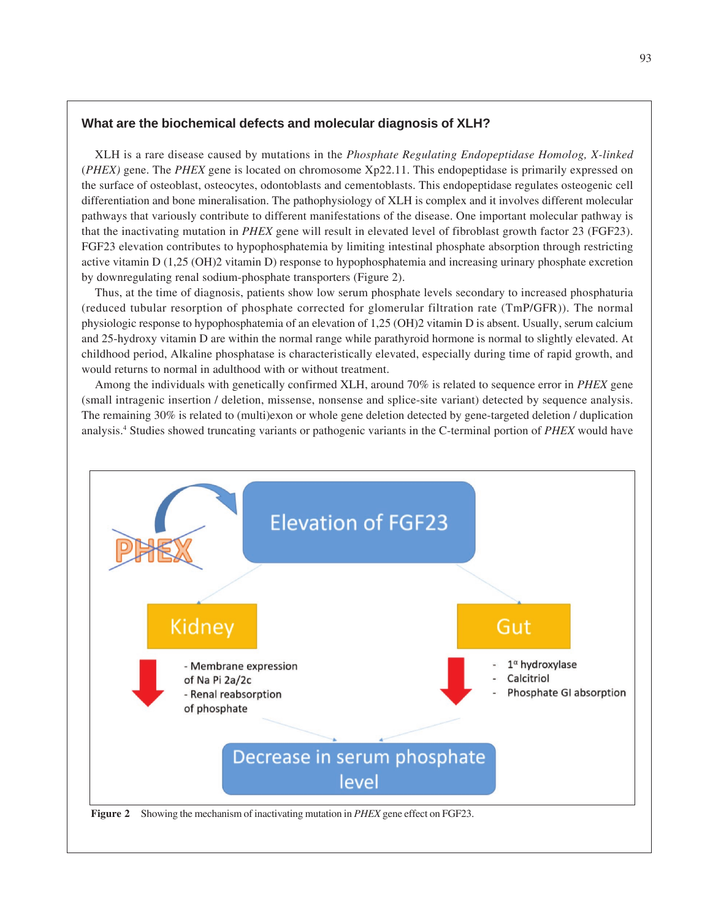### What are the biochemical defects and molecular diagnosis of XLH?

XLH is a rare disease caused by mutations in the *Phosphate Regulating Endopeptidase Homolog, X-linked* (*PHEX)* gene. The *PHEX* gene is located on chromosome Xp22.11. This endopeptidase is primarily expressed on the surface of osteoblast, osteocytes, odontoblasts and cementoblasts. This endopeptidase regulates osteogenic cell differentiation and bone mineralisation. The pathophysiology of XLH is complex and it involves different molecular pathways that variously contribute to different manifestations of the disease. One important molecular pathway is that the inactivating mutation in *PHEX* gene will result in elevated level of fibroblast growth factor 23 (FGF23). FGF23 elevation contributes to hypophosphatemia by limiting intestinal phosphate absorption through restricting active vitamin D (1,25 (OH)2 vitamin D) response to hypophosphatemia and increasing urinary phosphate excretion by downregulating renal sodium-phosphate transporters (Figure 2).

Thus, at the time of diagnosis, patients show low serum phosphate levels secondary to increased phosphaturia (reduced tubular resorption of phosphate corrected for glomerular filtration rate (TmP/GFR)). The normal physiologic response to hypophosphatemia of an elevation of 1,25 (OH)2 vitamin D is absent. Usually, serum calcium and 25-hydroxy vitamin D are within the normal range while parathyroid hormone is normal to slightly elevated. At childhood period, Alkaline phosphatase is characteristically elevated, especially during time of rapid growth, and would returns to normal in adulthood with or without treatment.

Among the individuals with genetically confirmed XLH, around 70% is related to sequence error in *PHEX* gene (small intragenic insertion / deletion, missense, nonsense and splice-site variant) detected by sequence analysis. The remaining 30% is related to (multi)exon or whole gene deletion detected by gene-targeted deletion / duplication analysis.[4] Studies showed truncating variants or pathogenic variants in the C-terminal portion of *PHEX* would have

**Figure 2** Showing the mechanism of inactivating mutation in *PHEX* gene effect on FGF23.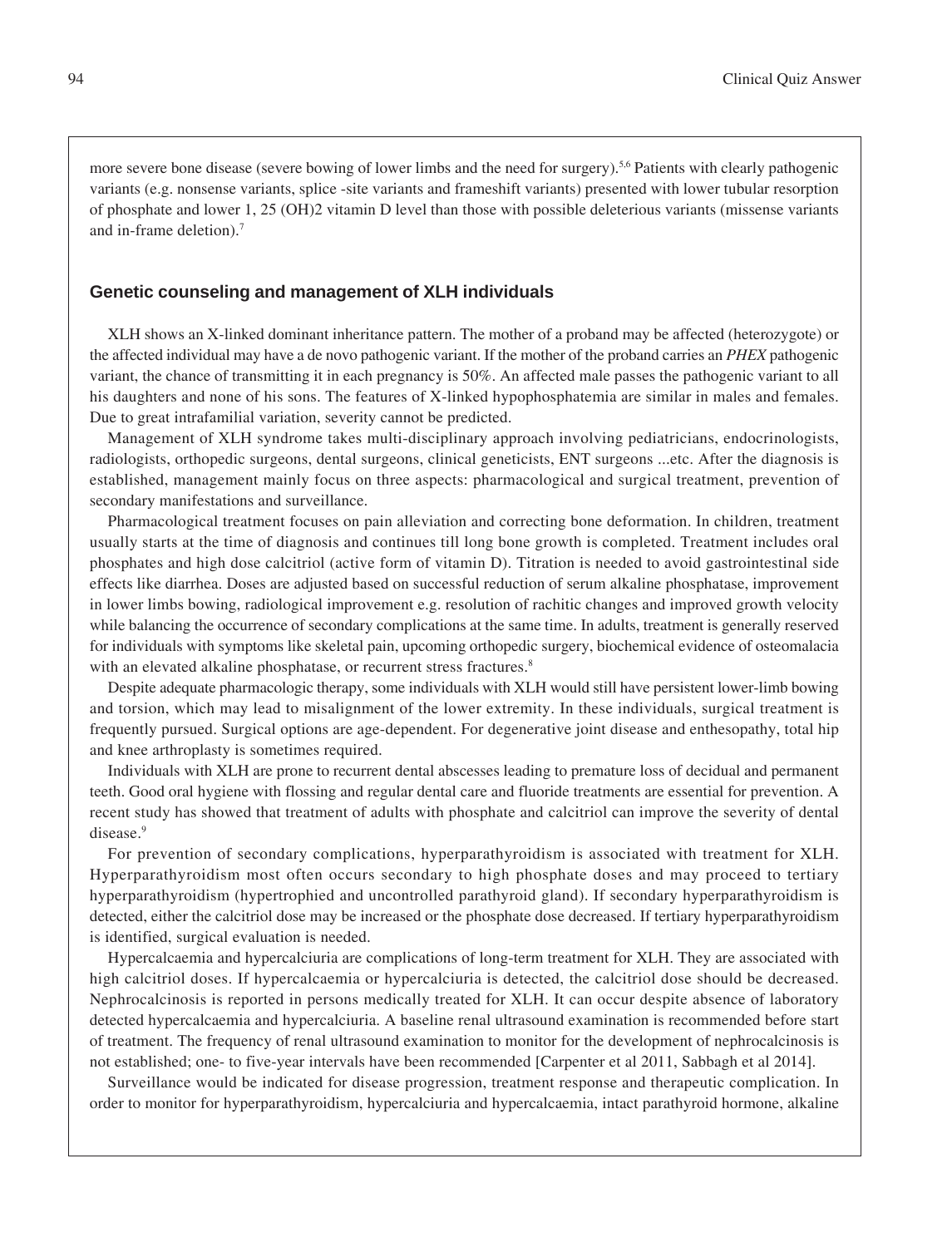more severe bone disease (severe bowing of lower limbs and the need for surgery).[5,6] Patients with clearly pathogenic variants (e.g. nonsense variants, splice -site variants and frameshift variants) presented with lower tubular resorption of phosphate and lower 1, 25 (OH)2 vitamin D level than those with possible deleterious variants (missense variants and in-frame deletion).[7]

## Genetic counseling and management of XLH individuals

XLH shows an X-linked dominant inheritance pattern. The mother of a proband may be affected (heterozygote) or the affected individual may have a de novo pathogenic variant. If the mother of the proband carries an *PHEX* pathogenic variant, the chance of transmitting it in each pregnancy is 50%. An affected male passes the pathogenic variant to all his daughters and none of his sons. The features of X-linked hypophosphatemia are similar in males and females. Due to great intrafamilial variation, severity cannot be predicted.

Management of XLH syndrome takes multi-disciplinary approach involving pediatricians, endocrinologists, radiologists, orthopedic surgeons, dental surgeons, clinical geneticists, ENT surgeons ...etc. After the diagnosis is established, management mainly focus on three aspects: pharmacological and surgical treatment, prevention of secondary manifestations and surveillance.

Pharmacological treatment focuses on pain alleviation and correcting bone deformation. In children, treatment usually starts at the time of diagnosis and continues till long bone growth is completed. Treatment includes oral phosphates and high dose calcitriol (active form of vitamin D). Titration is needed to avoid gastrointestinal side effects like diarrhea. Doses are adjusted based on successful reduction of serum alkaline phosphatase, improvement in lower limbs bowing, radiological improvement e.g. resolution of rachitic changes and improved growth velocity while balancing the occurrence of secondary complications at the same time. In adults, treatment is generally reserved for individuals with symptoms like skeletal pain, upcoming orthopedic surgery, biochemical evidence of osteomalacia with an elevated alkaline phosphatase, or recurrent stress fractures.[8]

Despite adequate pharmacologic therapy, some individuals with XLH would still have persistent lower-limb bowing and torsion, which may lead to misalignment of the lower extremity. In these individuals, surgical treatment is frequently pursued. Surgical options are age-dependent. For degenerative joint disease and enthesopathy, total hip and knee arthroplasty is sometimes required.

Individuals with XLH are prone to recurrent dental abscesses leading to premature loss of decidual and permanent teeth. Good oral hygiene with flossing and regular dental care and fluoride treatments are essential for prevention. A recent study has showed that treatment of adults with phosphate and calcitriol can improve the severity of dental disease.[9]

For prevention of secondary complications, hyperparathyroidism is associated with treatment for XLH. Hyperparathyroidism most often occurs secondary to high phosphate doses and may proceed to tertiary hyperparathyroidism (hypertrophied and uncontrolled parathyroid gland). If secondary hyperparathyroidism is detected, either the calcitriol dose may be increased or the phosphate dose decreased. If tertiary hyperparathyroidism is identified, surgical evaluation is needed.

Hypercalcaemia and hypercalciuria are complications of long-term treatment for XLH. They are associated with high calcitriol doses. If hypercalcaemia or hypercalciuria is detected, the calcitriol dose should be decreased. Nephrocalcinosis is reported in persons medically treated for XLH. It can occur despite absence of laboratory detected hypercalcaemia and hypercalciuria. A baseline renal ultrasound examination is recommended before start of treatment. The frequency of renal ultrasound examination to monitor for the development of nephrocalcinosis is not established; one- to five-year intervals have been recommended [Carpenter et al 2011, Sabbagh et al 2014].

Surveillance would be indicated for disease progression, treatment response and therapeutic complication. In order to monitor for hyperparathyroidism, hypercalciuria and hypercalcaemia, intact parathyroid hormone, alkaline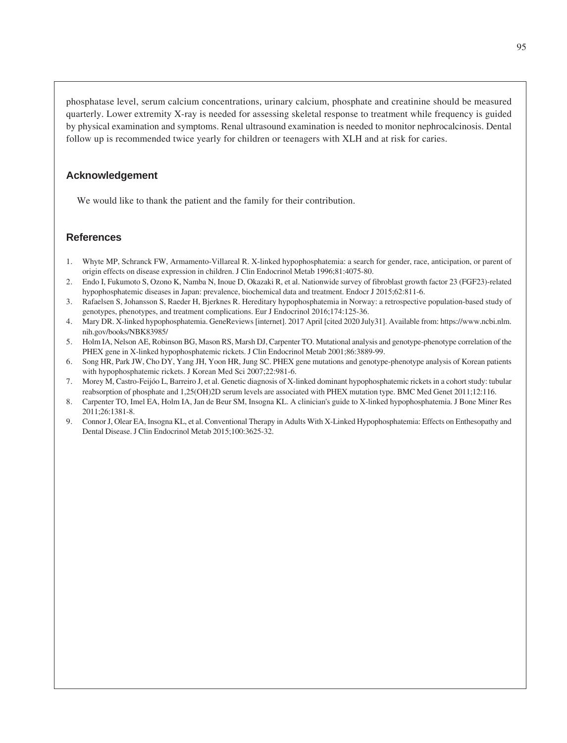phosphatase level, serum calcium concentrations, urinary calcium, phosphate and creatinine should be measured quarterly. Lower extremity X-ray is needed for assessing skeletal response to treatment while frequency is guided by physical examination and symptoms. Renal ultrasound examination is needed to monitor nephrocalcinosis. Dental follow up is recommended twice yearly for children or teenagers with XLH and at risk for caries.

## Acknowledgement

We would like to thank the patient and the family for their contribution.

## References

1. Whyte MP, Schranck FW, Armamento-Villareal R. X-linked hypophosphatemia: a search for gender, race, anticipation, or parent of origin effects on disease expression in children. J Clin Endocrinol Metab 1996;81:4075-80.
2. Endo I, Fukumoto S, Ozono K, Namba N, Inoue D, Okazaki R, et al. Nationwide survey of fibroblast growth factor 23 (FGF23)-related hypophosphatemic diseases in Japan: prevalence, biochemical data and treatment. Endocr J 2015;62:811-6.
3. Rafaelsen S, Johansson S, Raeder H, Bjerknes R. Hereditary hypophosphatemia in Norway: a retrospective population-based study of genotypes, phenotypes, and treatment complications. Eur J Endocrinol 2016;174:125-36.
4. Mary DR. X-linked hypophosphatemia. GeneReviews [internet]. 2017 April [cited 2020 July31]. Available from: https://www.ncbi.nlm.nih.gov/books/NBK83985/
5. Holm IA, Nelson AE, Robinson BG, Mason RS, Marsh DJ, Carpenter TO. Mutational analysis and genotype-phenotype correlation of the PHEX gene in X-linked hypophosphatemic rickets. J Clin Endocrinol Metab 2001;86:3889-99.
6. Song HR, Park JW, Cho DY, Yang JH, Yoon HR, Jung SC. PHEX gene mutations and genotype-phenotype analysis of Korean patients with hypophosphatemic rickets. J Korean Med Sci 2007;22:981-6.
7. Morey M, Castro-Feijóo L, Barreiro J, et al. Genetic diagnosis of X-linked dominant hypophosphatemic rickets in a cohort study: tubular reabsorption of phosphate and 1,25(OH)2D serum levels are associated with PHEX mutation type. BMC Med Genet 2011;12:116.
8. Carpenter TO, Imel EA, Holm IA, Jan de Beur SM, Insogna KL. A clinician's guide to X-linked hypophosphatemia. J Bone Miner Res 2011;26:1381-8.
9. Connor J, Olear EA, Insogna KL, et al. Conventional Therapy in Adults With X-Linked Hypophosphatemia: Effects on Enthesopathy and Dental Disease. J Clin Endocrinol Metab 2015;100:3625-32.